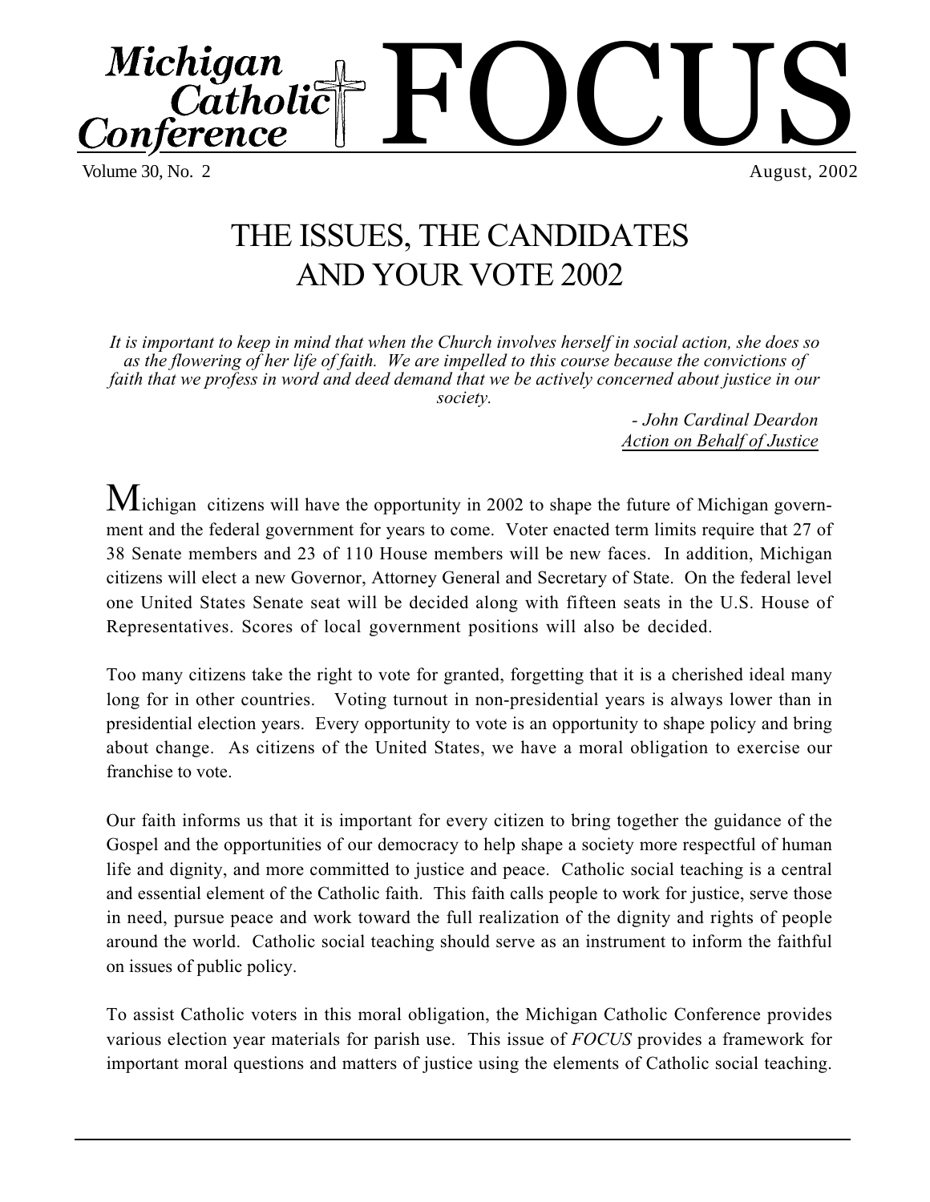# Michigan Catholic Conference FOCUS

Volume 30, No. 2 August, 2002

## THE ISSUES, THE CANDIDATES AND YOUR VOTE 2002

*It is important to keep in mind that when the Church involves herself in social action, she does so as the flowering of her life of faith. We are impelled to this course because the convictions of faith that we profess in word and deed demand that we be actively concerned about justice in our society.*

*- John Cardinal Deardon*
*Action on Behalf of Justice*

Michigan citizens will have the opportunity in 2002 to shape the future of Michigan government and the federal government for years to come. Voter enacted term limits require that 27 of 38 Senate members and 23 of 110 House members will be new faces. In addition, Michigan citizens will elect a new Governor, Attorney General and Secretary of State. On the federal level one United States Senate seat will be decided along with fifteen seats in the U.S. House of Representatives. Scores of local government positions will also be decided.

Too many citizens take the right to vote for granted, forgetting that it is a cherished ideal many long for in other countries. Voting turnout in non-presidential years is always lower than in presidential election years. Every opportunity to vote is an opportunity to shape policy and bring about change. As citizens of the United States, we have a moral obligation to exercise our franchise to vote.

Our faith informs us that it is important for every citizen to bring together the guidance of the Gospel and the opportunities of our democracy to help shape a society more respectful of human life and dignity, and more committed to justice and peace. Catholic social teaching is a central and essential element of the Catholic faith. This faith calls people to work for justice, serve those in need, pursue peace and work toward the full realization of the dignity and rights of people around the world. Catholic social teaching should serve as an instrument to inform the faithful on issues of public policy.

To assist Catholic voters in this moral obligation, the Michigan Catholic Conference provides various election year materials for parish use. This issue of *FOCUS* provides a framework for important moral questions and matters of justice using the elements of Catholic social teaching.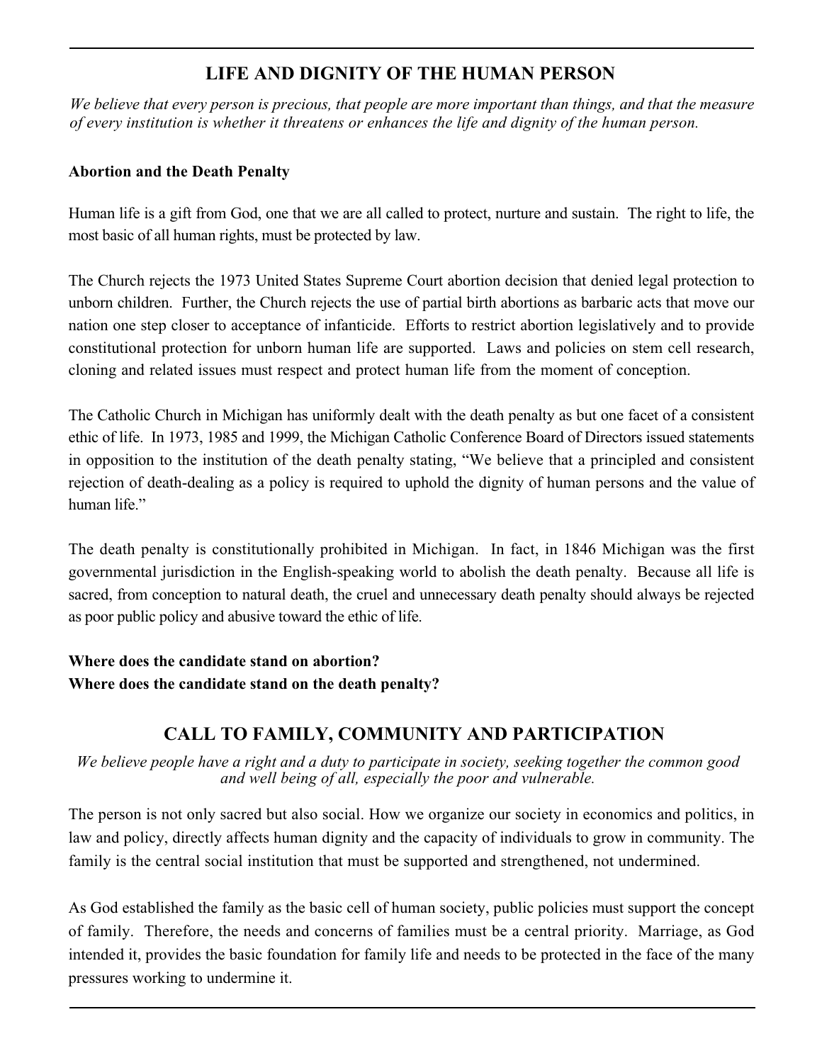## LIFE AND DIGNITY OF THE HUMAN PERSON

*We believe that every person is precious, that people are more important than things, and that the measure of every institution is whether it threatens or enhances the life and dignity of the human person.*

**Abortion and the Death Penalty**

Human life is a gift from God, one that we are all called to protect, nurture and sustain. The right to life, the most basic of all human rights, must be protected by law.

The Church rejects the 1973 United States Supreme Court abortion decision that denied legal protection to unborn children. Further, the Church rejects the use of partial birth abortions as barbaric acts that move our nation one step closer to acceptance of infanticide. Efforts to restrict abortion legislatively and to provide constitutional protection for unborn human life are supported. Laws and policies on stem cell research, cloning and related issues must respect and protect human life from the moment of conception.

The Catholic Church in Michigan has uniformly dealt with the death penalty as but one facet of a consistent ethic of life. In 1973, 1985 and 1999, the Michigan Catholic Conference Board of Directors issued statements in opposition to the institution of the death penalty stating, "We believe that a principled and consistent rejection of death-dealing as a policy is required to uphold the dignity of human persons and the value of human life."

The death penalty is constitutionally prohibited in Michigan. In fact, in 1846 Michigan was the first governmental jurisdiction in the English-speaking world to abolish the death penalty. Because all life is sacred, from conception to natural death, the cruel and unnecessary death penalty should always be rejected as poor public policy and abusive toward the ethic of life.

**Where does the candidate stand on abortion?**
**Where does the candidate stand on the death penalty?**

## CALL TO FAMILY, COMMUNITY AND PARTICIPATION

*We believe people have a right and a duty to participate in society, seeking together the common good and well being of all, especially the poor and vulnerable.*

The person is not only sacred but also social. How we organize our society in economics and politics, in law and policy, directly affects human dignity and the capacity of individuals to grow in community. The family is the central social institution that must be supported and strengthened, not undermined.

As God established the family as the basic cell of human society, public policies must support the concept of family. Therefore, the needs and concerns of families must be a central priority. Marriage, as God intended it, provides the basic foundation for family life and needs to be protected in the face of the many pressures working to undermine it.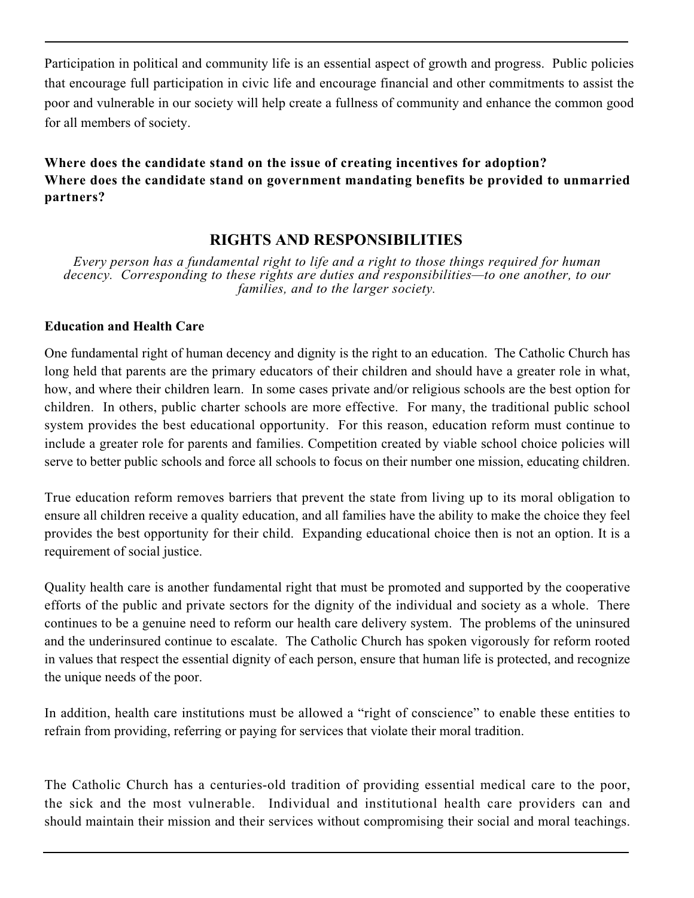Participation in political and community life is an essential aspect of growth and progress. Public policies that encourage full participation in civic life and encourage financial and other commitments to assist the poor and vulnerable in our society will help create a fullness of community and enhance the common good for all members of society.

**Where does the candidate stand on the issue of creating incentives for adoption?**
**Where does the candidate stand on government mandating benefits be provided to unmarried partners?**

## RIGHTS AND RESPONSIBILITIES

*Every person has a fundamental right to life and a right to those things required for human decency. Corresponding to these rights are duties and responsibilities—to one another, to our families, and to the larger society.*

### Education and Health Care

One fundamental right of human decency and dignity is the right to an education. The Catholic Church has long held that parents are the primary educators of their children and should have a greater role in what, how, and where their children learn. In some cases private and/or religious schools are the best option for children. In others, public charter schools are more effective. For many, the traditional public school system provides the best educational opportunity. For this reason, education reform must continue to include a greater role for parents and families. Competition created by viable school choice policies will serve to better public schools and force all schools to focus on their number one mission, educating children.

True education reform removes barriers that prevent the state from living up to its moral obligation to ensure all children receive a quality education, and all families have the ability to make the choice they feel provides the best opportunity for their child. Expanding educational choice then is not an option. It is a requirement of social justice.

Quality health care is another fundamental right that must be promoted and supported by the cooperative efforts of the public and private sectors for the dignity of the individual and society as a whole. There continues to be a genuine need to reform our health care delivery system. The problems of the uninsured and the underinsured continue to escalate. The Catholic Church has spoken vigorously for reform rooted in values that respect the essential dignity of each person, ensure that human life is protected, and recognize the unique needs of the poor.

In addition, health care institutions must be allowed a "right of conscience" to enable these entities to refrain from providing, referring or paying for services that violate their moral tradition.

The Catholic Church has a centuries-old tradition of providing essential medical care to the poor, the sick and the most vulnerable. Individual and institutional health care providers can and should maintain their mission and their services without compromising their social and moral teachings.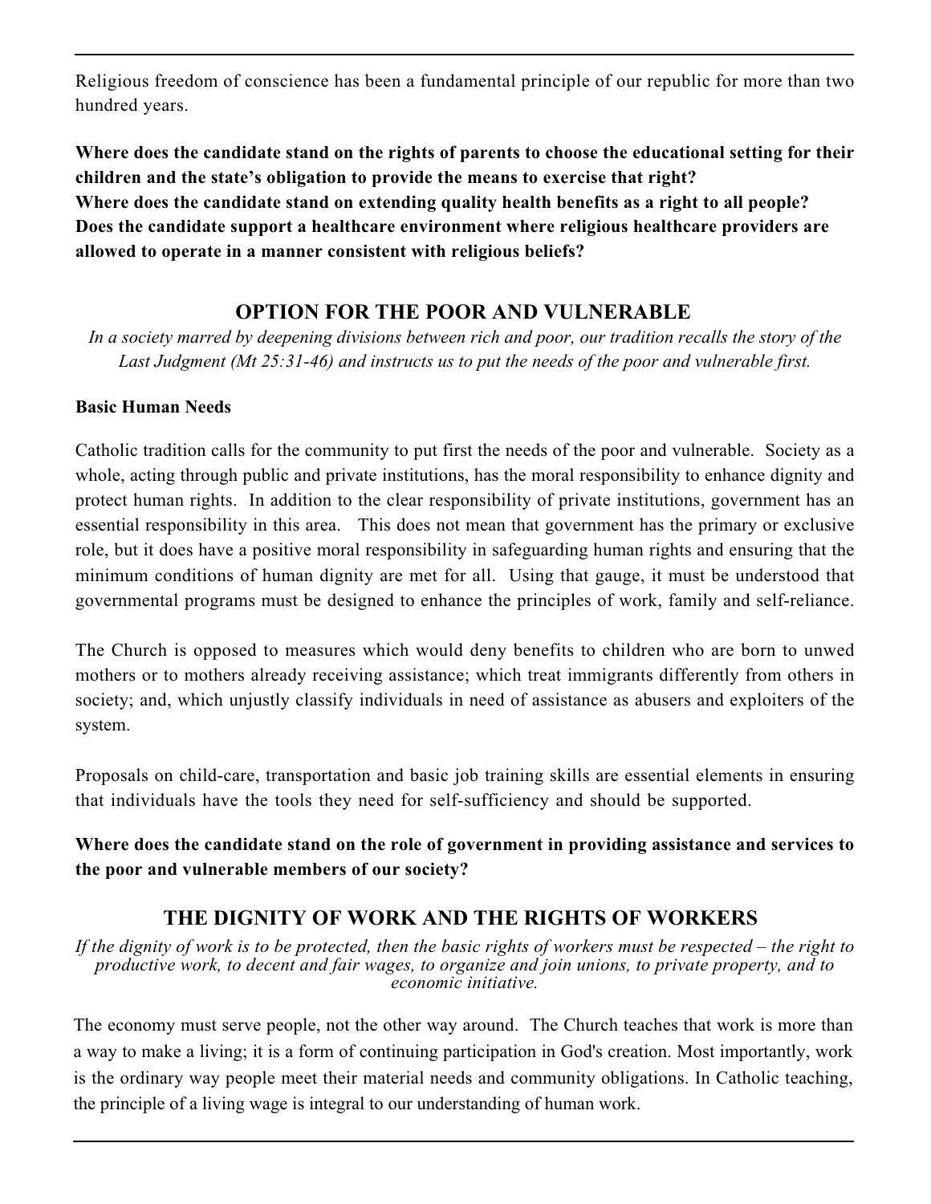Religious freedom of conscience has been a fundamental principle of our republic for more than two hundred years.

**Where does the candidate stand on the rights of parents to choose the educational setting for their children and the state's obligation to provide the means to exercise that right?**
**Where does the candidate stand on extending quality health benefits as a right to all people?**
**Does the candidate support a healthcare environment where religious healthcare providers are allowed to operate in a manner consistent with religious beliefs?**

## OPTION FOR THE POOR AND VULNERABLE

*In a society marred by deepening divisions between rich and poor, our tradition recalls the story of the Last Judgment (Mt 25:31-46) and instructs us to put the needs of the poor and vulnerable first.*

### Basic Human Needs

Catholic tradition calls for the community to put first the needs of the poor and vulnerable. Society as a whole, acting through public and private institutions, has the moral responsibility to enhance dignity and protect human rights. In addition to the clear responsibility of private institutions, government has an essential responsibility in this area. This does not mean that government has the primary or exclusive role, but it does have a positive moral responsibility in safeguarding human rights and ensuring that the minimum conditions of human dignity are met for all. Using that gauge, it must be understood that governmental programs must be designed to enhance the principles of work, family and self-reliance.

The Church is opposed to measures which would deny benefits to children who are born to unwed mothers or to mothers already receiving assistance; which treat immigrants differently from others in society; and, which unjustly classify individuals in need of assistance as abusers and exploiters of the system.

Proposals on child-care, transportation and basic job training skills are essential elements in ensuring that individuals have the tools they need for self-sufficiency and should be supported.

**Where does the candidate stand on the role of government in providing assistance and services to the poor and vulnerable members of our society?**

## THE DIGNITY OF WORK AND THE RIGHTS OF WORKERS

*If the dignity of work is to be protected, then the basic rights of workers must be respected – the right to productive work, to decent and fair wages, to organize and join unions, to private property, and to economic initiative.*

The economy must serve people, not the other way around. The Church teaches that work is more than a way to make a living; it is a form of continuing participation in God's creation. Most importantly, work is the ordinary way people meet their material needs and community obligations. In Catholic teaching, the principle of a living wage is integral to our understanding of human work.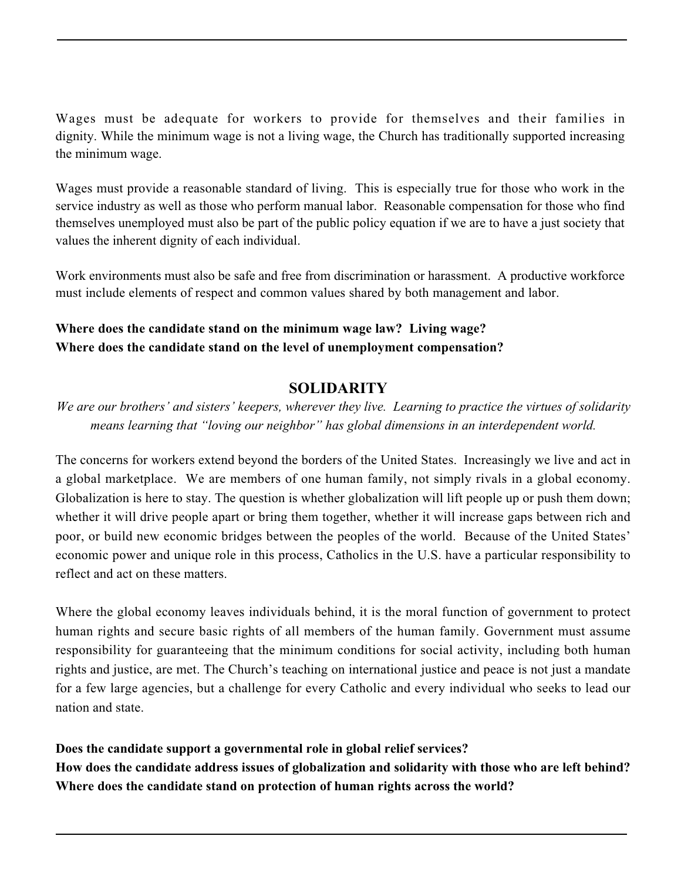Wages must be adequate for workers to provide for themselves and their families in dignity. While the minimum wage is not a living wage, the Church has traditionally supported increasing the minimum wage.

Wages must provide a reasonable standard of living. This is especially true for those who work in the service industry as well as those who perform manual labor. Reasonable compensation for those who find themselves unemployed must also be part of the public policy equation if we are to have a just society that values the inherent dignity of each individual.

Work environments must also be safe and free from discrimination or harassment. A productive workforce must include elements of respect and common values shared by both management and labor.

**Where does the candidate stand on the minimum wage law? Living wage?**
**Where does the candidate stand on the level of unemployment compensation?**

## SOLIDARITY

*We are our brothers' and sisters' keepers, wherever they live. Learning to practice the virtues of solidarity means learning that "loving our neighbor" has global dimensions in an interdependent world.*

The concerns for workers extend beyond the borders of the United States. Increasingly we live and act in a global marketplace. We are members of one human family, not simply rivals in a global economy. Globalization is here to stay. The question is whether globalization will lift people up or push them down; whether it will drive people apart or bring them together, whether it will increase gaps between rich and poor, or build new economic bridges between the peoples of the world. Because of the United States' economic power and unique role in this process, Catholics in the U.S. have a particular responsibility to reflect and act on these matters.

Where the global economy leaves individuals behind, it is the moral function of government to protect human rights and secure basic rights of all members of the human family. Government must assume responsibility for guaranteeing that the minimum conditions for social activity, including both human rights and justice, are met. The Church's teaching on international justice and peace is not just a mandate for a few large agencies, but a challenge for every Catholic and every individual who seeks to lead our nation and state.

**Does the candidate support a governmental role in global relief services?**
**How does the candidate address issues of globalization and solidarity with those who are left behind?**
**Where does the candidate stand on protection of human rights across the world?**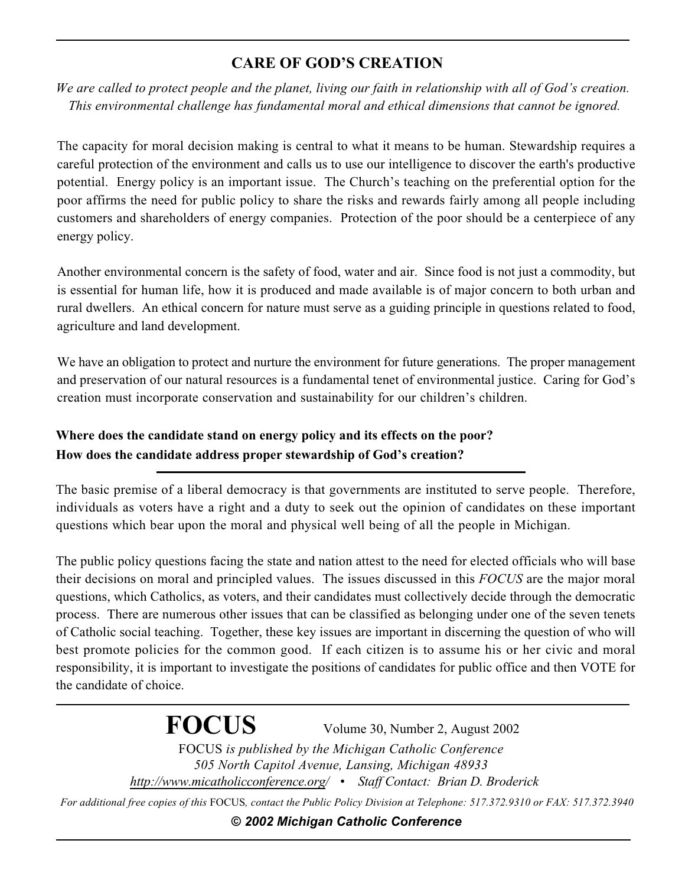## CARE OF GOD'S CREATION

*We are called to protect people and the planet, living our faith in relationship with all of God's creation. This environmental challenge has fundamental moral and ethical dimensions that cannot be ignored.*

The capacity for moral decision making is central to what it means to be human. Stewardship requires a careful protection of the environment and calls us to use our intelligence to discover the earth's productive potential. Energy policy is an important issue. The Church's teaching on the preferential option for the poor affirms the need for public policy to share the risks and rewards fairly among all people including customers and shareholders of energy companies. Protection of the poor should be a centerpiece of any energy policy.

Another environmental concern is the safety of food, water and air. Since food is not just a commodity, but is essential for human life, how it is produced and made available is of major concern to both urban and rural dwellers. An ethical concern for nature must serve as a guiding principle in questions related to food, agriculture and land development.

We have an obligation to protect and nurture the environment for future generations. The proper management and preservation of our natural resources is a fundamental tenet of environmental justice. Caring for God's creation must incorporate conservation and sustainability for our children's children.

**Where does the candidate stand on energy policy and its effects on the poor?**
**How does the candidate address proper stewardship of God's creation?**

---

The basic premise of a liberal democracy is that governments are instituted to serve people. Therefore, individuals as voters have a right and a duty to seek out the opinion of candidates on these important questions which bear upon the moral and physical well being of all the people in Michigan.

The public policy questions facing the state and nation attest to the need for elected officials who will base their decisions on moral and principled values. The issues discussed in this *FOCUS* are the major moral questions, which Catholics, as voters, and their candidates must collectively decide through the democratic process. There are numerous other issues that can be classified as belonging under one of the seven tenets of Catholic social teaching. Together, these key issues are important in discerning the question of who will best promote policies for the common good. If each citizen is to assume his or her civic and moral responsibility, it is important to investigate the positions of candidates for public office and then VOTE for the candidate of choice.

---

**FOCUS** Volume 30, Number 2, August 2002

FOCUS *is published by the Michigan Catholic Conference*
*505 North Capitol Avenue, Lansing, Michigan 48933*
*http://www.micatholicconference.org/* • *Staff Contact: Brian D. Broderick*

*For additional free copies of this* FOCUS*, contact the Public Policy Division at Telephone: 517.372.9310 or FAX: 517.372.3940*

***© 2002 Michigan Catholic Conference***